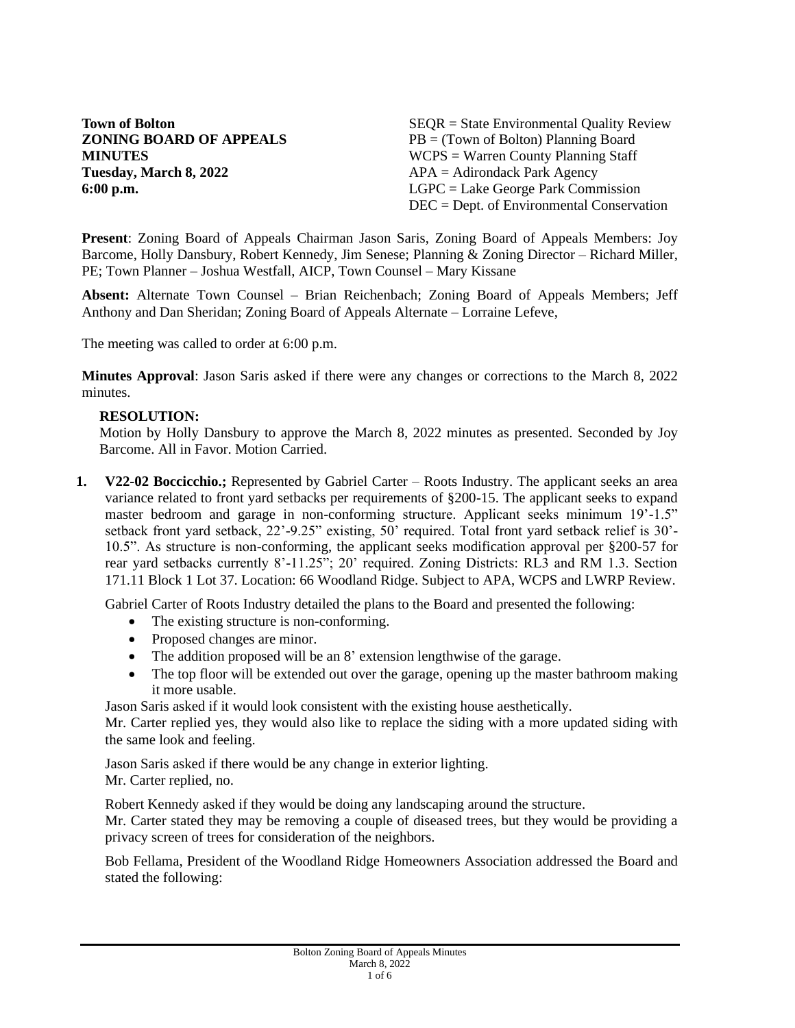**Town of Bolton**
**ZONING BOARD OF APPEALS**
**MINUTES**
**Tuesday, March 8, 2022**
**6:00 p.m.**

SEQR = State Environmental Quality Review
PB = (Town of Bolton) Planning Board
WCPS = Warren County Planning Staff
APA = Adirondack Park Agency
LGPC = Lake George Park Commission
DEC = Dept. of Environmental Conservation

**Present**: Zoning Board of Appeals Chairman Jason Saris, Zoning Board of Appeals Members: Joy Barcome, Holly Dansbury, Robert Kennedy, Jim Senese; Planning & Zoning Director – Richard Miller, PE; Town Planner – Joshua Westfall, AICP, Town Counsel – Mary Kissane

**Absent:** Alternate Town Counsel – Brian Reichenbach; Zoning Board of Appeals Members; Jeff Anthony and Dan Sheridan; Zoning Board of Appeals Alternate – Lorraine Lefeve,

The meeting was called to order at 6:00 p.m.

**Minutes Approval**: Jason Saris asked if there were any changes or corrections to the March 8, 2022 minutes.

**RESOLUTION:**
Motion by Holly Dansbury to approve the March 8, 2022 minutes as presented. Seconded by Joy Barcome. All in Favor. Motion Carried.

1. **V22-02 Boccicchio.;** Represented by Gabriel Carter – Roots Industry. The applicant seeks an area variance related to front yard setbacks per requirements of §200-15. The applicant seeks to expand master bedroom and garage in non-conforming structure. Applicant seeks minimum 19'-1.5" setback front yard setback, 22'-9.25" existing, 50' required. Total front yard setback relief is 30'-10.5". As structure is non-conforming, the applicant seeks modification approval per §200-57 for rear yard setbacks currently 8'-11.25"; 20' required. Zoning Districts: RL3 and RM 1.3. Section 171.11 Block 1 Lot 37. Location: 66 Woodland Ridge. Subject to APA, WCPS and LWRP Review.

   Gabriel Carter of Roots Industry detailed the plans to the Board and presented the following:

   - The existing structure is non-conforming.
   - Proposed changes are minor.
   - The addition proposed will be an 8' extension lengthwise of the garage.
   - The top floor will be extended out over the garage, opening up the master bathroom making it more usable.

   Jason Saris asked if it would look consistent with the existing house aesthetically.
   Mr. Carter replied yes, they would also like to replace the siding with a more updated siding with the same look and feeling.

   Jason Saris asked if there would be any change in exterior lighting.
   Mr. Carter replied, no.

   Robert Kennedy asked if they would be doing any landscaping around the structure.
   Mr. Carter stated they may be removing a couple of diseased trees, but they would be providing a privacy screen of trees for consideration of the neighbors.

   Bob Fellama, President of the Woodland Ridge Homeowners Association addressed the Board and stated the following: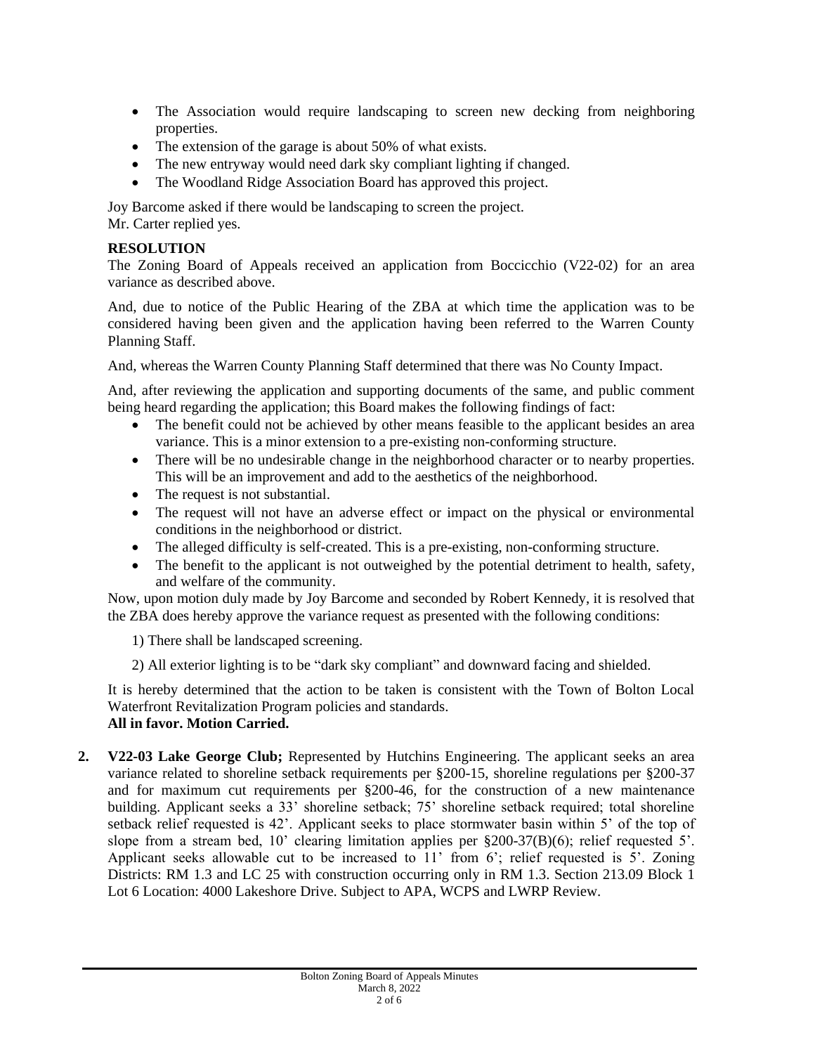- The Association would require landscaping to screen new decking from neighboring properties.
- The extension of the garage is about 50% of what exists.
- The new entryway would need dark sky compliant lighting if changed.
- The Woodland Ridge Association Board has approved this project.

Joy Barcome asked if there would be landscaping to screen the project.
Mr. Carter replied yes.

**RESOLUTION**

The Zoning Board of Appeals received an application from Boccicchio (V22-02) for an area variance as described above.

And, due to notice of the Public Hearing of the ZBA at which time the application was to be considered having been given and the application having been referred to the Warren County Planning Staff.

And, whereas the Warren County Planning Staff determined that there was No County Impact.

And, after reviewing the application and supporting documents of the same, and public comment being heard regarding the application; this Board makes the following findings of fact:

- The benefit could not be achieved by other means feasible to the applicant besides an area variance. This is a minor extension to a pre-existing non-conforming structure.
- There will be no undesirable change in the neighborhood character or to nearby properties. This will be an improvement and add to the aesthetics of the neighborhood.
- The request is not substantial.
- The request will not have an adverse effect or impact on the physical or environmental conditions in the neighborhood or district.
- The alleged difficulty is self-created. This is a pre-existing, non-conforming structure.
- The benefit to the applicant is not outweighed by the potential detriment to health, safety, and welfare of the community.

Now, upon motion duly made by Joy Barcome and seconded by Robert Kennedy, it is resolved that the ZBA does hereby approve the variance request as presented with the following conditions:

1) There shall be landscaped screening.

2) All exterior lighting is to be "dark sky compliant" and downward facing and shielded.

It is hereby determined that the action to be taken is consistent with the Town of Bolton Local Waterfront Revitalization Program policies and standards.
**All in favor. Motion Carried.**

2. **V22-03 Lake George Club;** Represented by Hutchins Engineering. The applicant seeks an area variance related to shoreline setback requirements per §200-15, shoreline regulations per §200-37 and for maximum cut requirements per §200-46, for the construction of a new maintenance building. Applicant seeks a 33' shoreline setback; 75' shoreline setback required; total shoreline setback relief requested is 42'. Applicant seeks to place stormwater basin within 5' of the top of slope from a stream bed, 10' clearing limitation applies per §200-37(B)(6); relief requested 5'. Applicant seeks allowable cut to be increased to 11' from 6'; relief requested is 5'. Zoning Districts: RM 1.3 and LC 25 with construction occurring only in RM 1.3. Section 213.09 Block 1 Lot 6 Location: 4000 Lakeshore Drive. Subject to APA, WCPS and LWRP Review.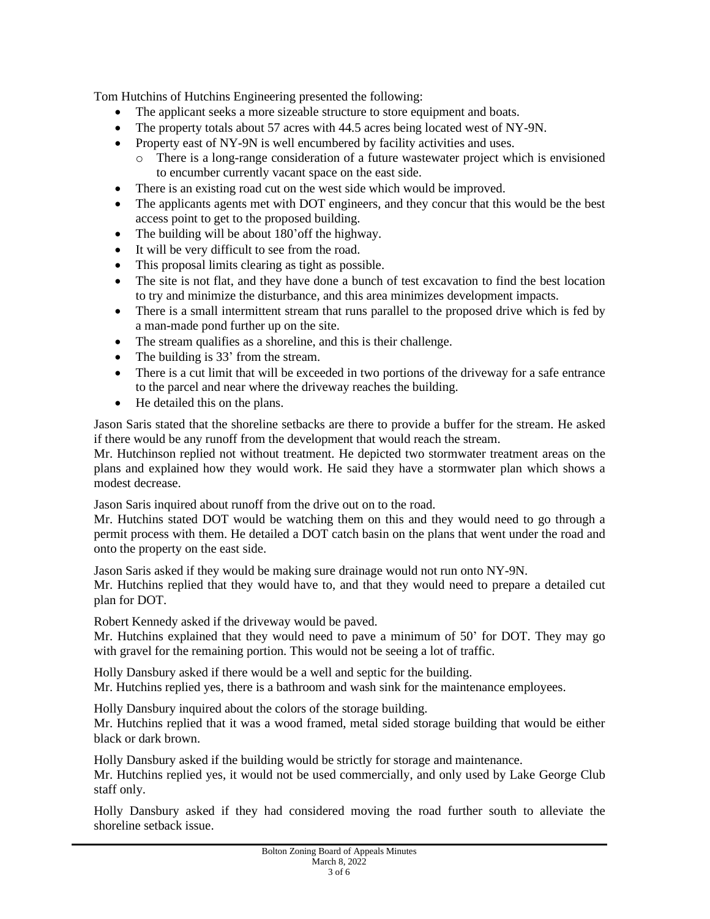Tom Hutchins of Hutchins Engineering presented the following:

- The applicant seeks a more sizeable structure to store equipment and boats.
- The property totals about 57 acres with 44.5 acres being located west of NY-9N.
- Property east of NY-9N is well encumbered by facility activities and uses.
    - There is a long-range consideration of a future wastewater project which is envisioned to encumber currently vacant space on the east side.
- There is an existing road cut on the west side which would be improved.
- The applicants agents met with DOT engineers, and they concur that this would be the best access point to get to the proposed building.
- The building will be about 180'off the highway.
- It will be very difficult to see from the road.
- This proposal limits clearing as tight as possible.
- The site is not flat, and they have done a bunch of test excavation to find the best location to try and minimize the disturbance, and this area minimizes development impacts.
- There is a small intermittent stream that runs parallel to the proposed drive which is fed by a man-made pond further up on the site.
- The stream qualifies as a shoreline, and this is their challenge.
- The building is 33' from the stream.
- There is a cut limit that will be exceeded in two portions of the driveway for a safe entrance to the parcel and near where the driveway reaches the building.
- He detailed this on the plans.

Jason Saris stated that the shoreline setbacks are there to provide a buffer for the stream. He asked if there would be any runoff from the development that would reach the stream.
Mr. Hutchinson replied not without treatment. He depicted two stormwater treatment areas on the plans and explained how they would work. He said they have a stormwater plan which shows a modest decrease.

Jason Saris inquired about runoff from the drive out on to the road.
Mr. Hutchins stated DOT would be watching them on this and they would need to go through a permit process with them. He detailed a DOT catch basin on the plans that went under the road and onto the property on the east side.

Jason Saris asked if they would be making sure drainage would not run onto NY-9N.
Mr. Hutchins replied that they would have to, and that they would need to prepare a detailed cut plan for DOT.

Robert Kennedy asked if the driveway would be paved.
Mr. Hutchins explained that they would need to pave a minimum of 50' for DOT. They may go with gravel for the remaining portion. This would not be seeing a lot of traffic.

Holly Dansbury asked if there would be a well and septic for the building.
Mr. Hutchins replied yes, there is a bathroom and wash sink for the maintenance employees.

Holly Dansbury inquired about the colors of the storage building.
Mr. Hutchins replied that it was a wood framed, metal sided storage building that would be either black or dark brown.

Holly Dansbury asked if the building would be strictly for storage and maintenance.
Mr. Hutchins replied yes, it would not be used commercially, and only used by Lake George Club staff only.

Holly Dansbury asked if they had considered moving the road further south to alleviate the shoreline setback issue.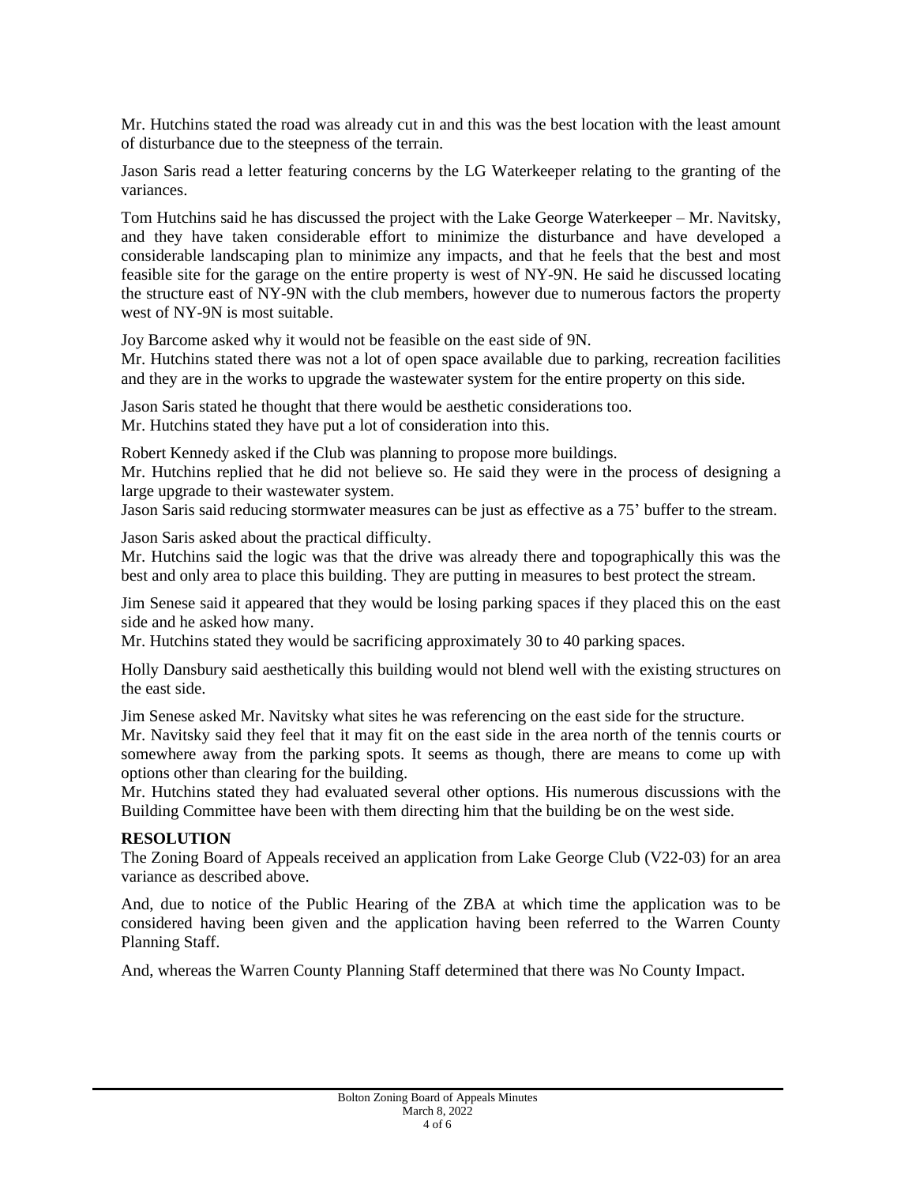Mr. Hutchins stated the road was already cut in and this was the best location with the least amount of disturbance due to the steepness of the terrain.

Jason Saris read a letter featuring concerns by the LG Waterkeeper relating to the granting of the variances.

Tom Hutchins said he has discussed the project with the Lake George Waterkeeper – Mr. Navitsky, and they have taken considerable effort to minimize the disturbance and have developed a considerable landscaping plan to minimize any impacts, and that he feels that the best and most feasible site for the garage on the entire property is west of NY-9N. He said he discussed locating the structure east of NY-9N with the club members, however due to numerous factors the property west of NY-9N is most suitable.

Joy Barcome asked why it would not be feasible on the east side of 9N.
Mr. Hutchins stated there was not a lot of open space available due to parking, recreation facilities and they are in the works to upgrade the wastewater system for the entire property on this side.

Jason Saris stated he thought that there would be aesthetic considerations too.
Mr. Hutchins stated they have put a lot of consideration into this.

Robert Kennedy asked if the Club was planning to propose more buildings.
Mr. Hutchins replied that he did not believe so. He said they were in the process of designing a large upgrade to their wastewater system.
Jason Saris said reducing stormwater measures can be just as effective as a 75' buffer to the stream.

Jason Saris asked about the practical difficulty.
Mr. Hutchins said the logic was that the drive was already there and topographically this was the best and only area to place this building. They are putting in measures to best protect the stream.

Jim Senese said it appeared that they would be losing parking spaces if they placed this on the east side and he asked how many.
Mr. Hutchins stated they would be sacrificing approximately 30 to 40 parking spaces.

Holly Dansbury said aesthetically this building would not blend well with the existing structures on the east side.

Jim Senese asked Mr. Navitsky what sites he was referencing on the east side for the structure.
Mr. Navitsky said they feel that it may fit on the east side in the area north of the tennis courts or somewhere away from the parking spots. It seems as though, there are means to come up with options other than clearing for the building.
Mr. Hutchins stated they had evaluated several other options. His numerous discussions with the Building Committee have been with them directing him that the building be on the west side.

**RESOLUTION**

The Zoning Board of Appeals received an application from Lake George Club (V22-03) for an area variance as described above.

And, due to notice of the Public Hearing of the ZBA at which time the application was to be considered having been given and the application having been referred to the Warren County Planning Staff.

And, whereas the Warren County Planning Staff determined that there was No County Impact.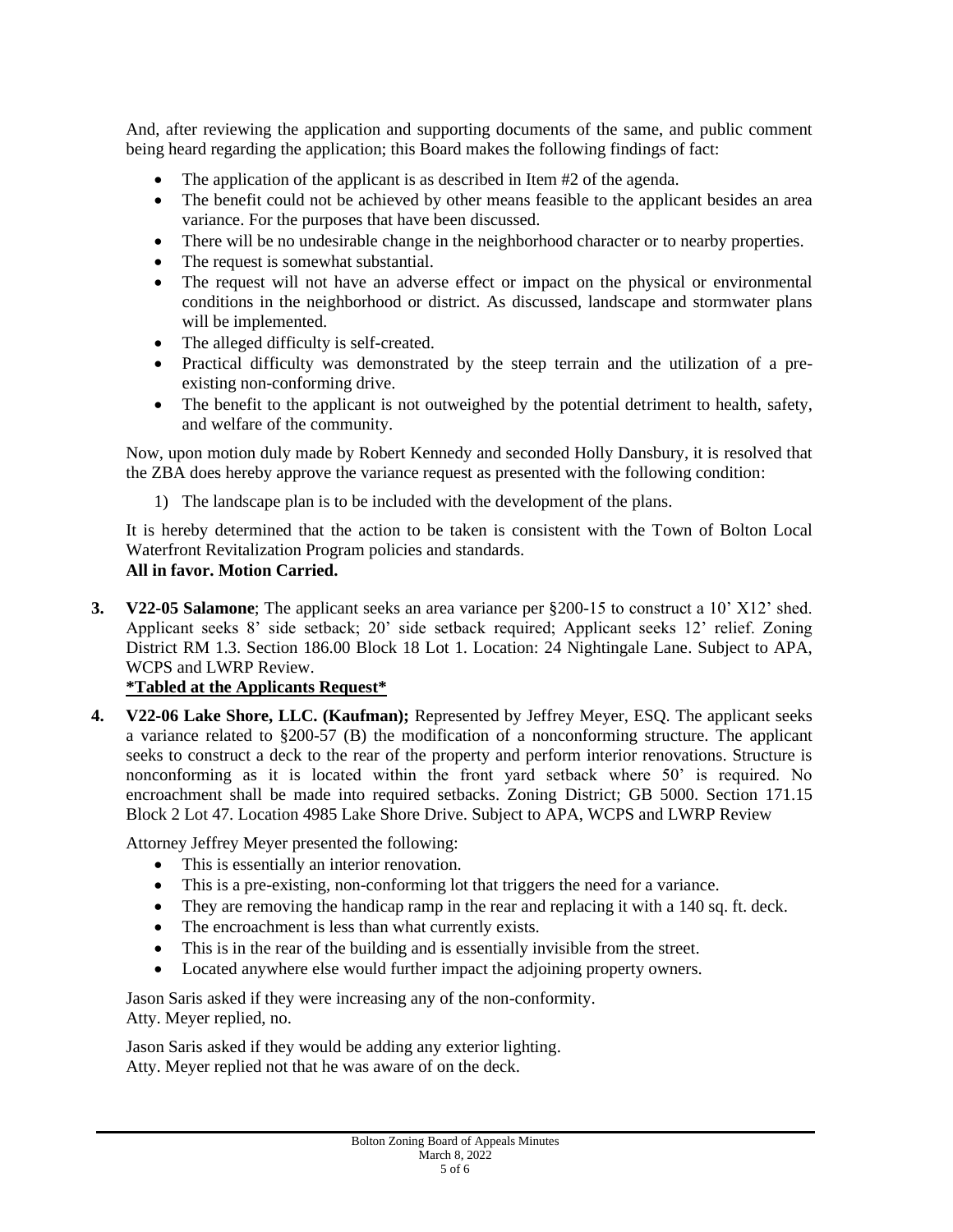And, after reviewing the application and supporting documents of the same, and public comment being heard regarding the application; this Board makes the following findings of fact:

- The application of the applicant is as described in Item #2 of the agenda.
- The benefit could not be achieved by other means feasible to the applicant besides an area variance. For the purposes that have been discussed.
- There will be no undesirable change in the neighborhood character or to nearby properties.
- The request is somewhat substantial.
- The request will not have an adverse effect or impact on the physical or environmental conditions in the neighborhood or district. As discussed, landscape and stormwater plans will be implemented.
- The alleged difficulty is self-created.
- Practical difficulty was demonstrated by the steep terrain and the utilization of a pre-existing non-conforming drive.
- The benefit to the applicant is not outweighed by the potential detriment to health, safety, and welfare of the community.

Now, upon motion duly made by Robert Kennedy and seconded Holly Dansbury, it is resolved that the ZBA does hereby approve the variance request as presented with the following condition:

1) The landscape plan is to be included with the development of the plans.

It is hereby determined that the action to be taken is consistent with the Town of Bolton Local Waterfront Revitalization Program policies and standards.
**All in favor. Motion Carried.**

3. **V22-05 Salamone**; The applicant seeks an area variance per §200-15 to construct a 10' X12' shed. Applicant seeks 8' side setback; 20' side setback required; Applicant seeks 12' relief. Zoning District RM 1.3. Section 186.00 Block 18 Lot 1. Location: 24 Nightingale Lane. Subject to APA, WCPS and LWRP Review.
**\*Tabled at the Applicants Request\***

4. **V22-06 Lake Shore, LLC. (Kaufman);** Represented by Jeffrey Meyer, ESQ. The applicant seeks a variance related to §200-57 (B) the modification of a nonconforming structure. The applicant seeks to construct a deck to the rear of the property and perform interior renovations. Structure is nonconforming as it is located within the front yard setback where 50' is required. No encroachment shall be made into required setbacks. Zoning District; GB 5000. Section 171.15 Block 2 Lot 47. Location 4985 Lake Shore Drive. Subject to APA, WCPS and LWRP Review

   Attorney Jeffrey Meyer presented the following:
   - This is essentially an interior renovation.
   - This is a pre-existing, non-conforming lot that triggers the need for a variance.
   - They are removing the handicap ramp in the rear and replacing it with a 140 sq. ft. deck.
   - The encroachment is less than what currently exists.
   - This is in the rear of the building and is essentially invisible from the street.
   - Located anywhere else would further impact the adjoining property owners.

   Jason Saris asked if they were increasing any of the non-conformity.
   Atty. Meyer replied, no.

   Jason Saris asked if they would be adding any exterior lighting.
   Atty. Meyer replied not that he was aware of on the deck.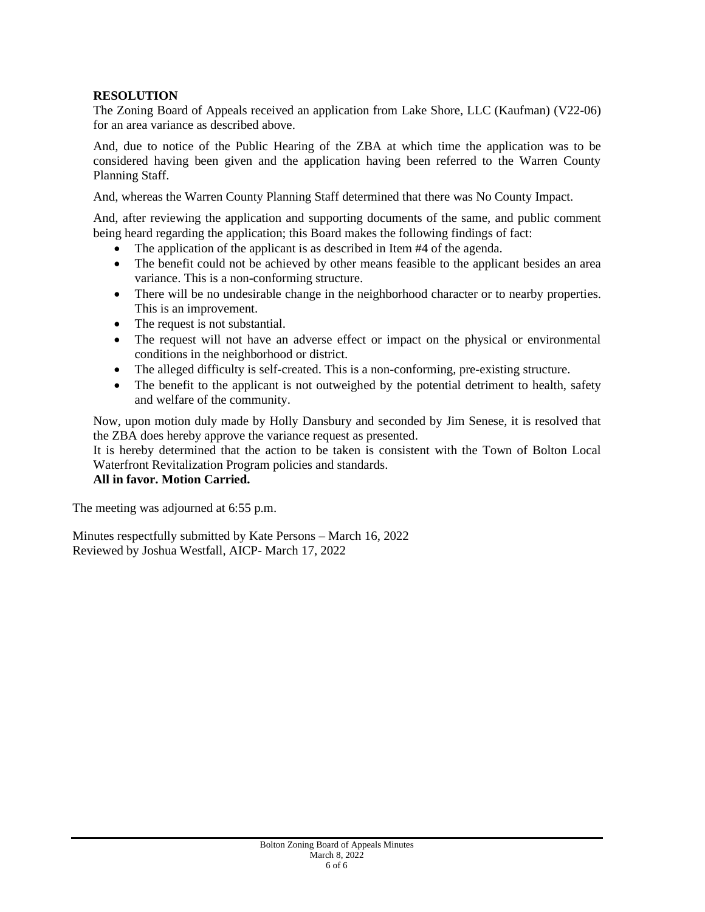**RESOLUTION**

The Zoning Board of Appeals received an application from Lake Shore, LLC (Kaufman) (V22-06) for an area variance as described above.

And, due to notice of the Public Hearing of the ZBA at which time the application was to be considered having been given and the application having been referred to the Warren County Planning Staff.

And, whereas the Warren County Planning Staff determined that there was No County Impact.

And, after reviewing the application and supporting documents of the same, and public comment being heard regarding the application; this Board makes the following findings of fact:

- The application of the applicant is as described in Item #4 of the agenda.
- The benefit could not be achieved by other means feasible to the applicant besides an area variance. This is a non-conforming structure.
- There will be no undesirable change in the neighborhood character or to nearby properties. This is an improvement.
- The request is not substantial.
- The request will not have an adverse effect or impact on the physical or environmental conditions in the neighborhood or district.
- The alleged difficulty is self-created. This is a non-conforming, pre-existing structure.
- The benefit to the applicant is not outweighed by the potential detriment to health, safety and welfare of the community.

Now, upon motion duly made by Holly Dansbury and seconded by Jim Senese, it is resolved that the ZBA does hereby approve the variance request as presented.

It is hereby determined that the action to be taken is consistent with the Town of Bolton Local Waterfront Revitalization Program policies and standards.

**All in favor. Motion Carried.**

The meeting was adjourned at 6:55 p.m.

Minutes respectfully submitted by Kate Persons – March 16, 2022
Reviewed by Joshua Westfall, AICP- March 17, 2022